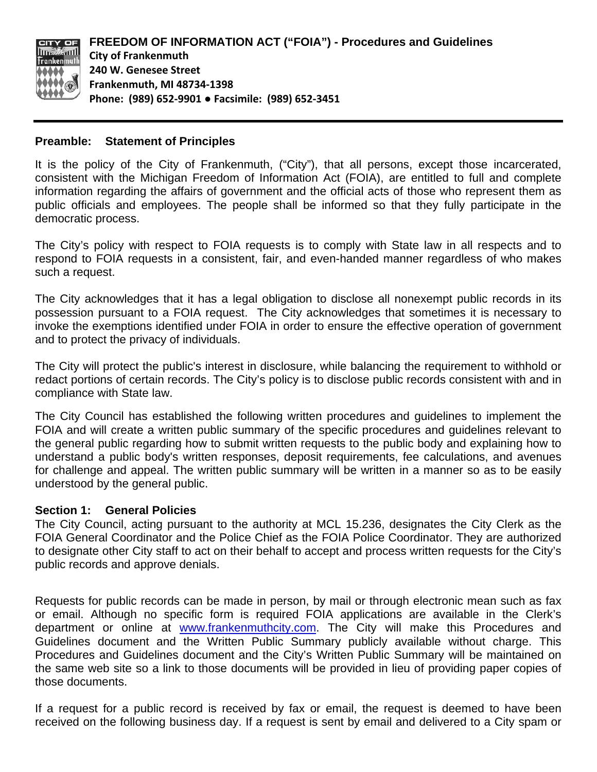# FREEDOM OF INFORMATION ACT ("FOIA") - Procedures and Guidelines

**City of Frankenmuth**
**240 W. Genesee Street**
**Frankenmuth, MI 48734-1398**
**Phone: (989) 652-9901 ● Facsimile: (989) 652-3451**

---

## Preamble: Statement of Principles

It is the policy of the City of Frankenmuth, ("City"), that all persons, except those incarcerated, consistent with the Michigan Freedom of Information Act (FOIA), are entitled to full and complete information regarding the affairs of government and the official acts of those who represent them as public officials and employees. The people shall be informed so that they fully participate in the democratic process.

The City's policy with respect to FOIA requests is to comply with State law in all respects and to respond to FOIA requests in a consistent, fair, and even-handed manner regardless of who makes such a request.

The City acknowledges that it has a legal obligation to disclose all nonexempt public records in its possession pursuant to a FOIA request. The City acknowledges that sometimes it is necessary to invoke the exemptions identified under FOIA in order to ensure the effective operation of government and to protect the privacy of individuals.

The City will protect the public's interest in disclosure, while balancing the requirement to withhold or redact portions of certain records. The City's policy is to disclose public records consistent with and in compliance with State law.

The City Council has established the following written procedures and guidelines to implement the FOIA and will create a written public summary of the specific procedures and guidelines relevant to the general public regarding how to submit written requests to the public body and explaining how to understand a public body's written responses, deposit requirements, fee calculations, and avenues for challenge and appeal. The written public summary will be written in a manner so as to be easily understood by the general public.

## Section 1: General Policies

The City Council, acting pursuant to the authority at MCL 15.236, designates the City Clerk as the FOIA General Coordinator and the Police Chief as the FOIA Police Coordinator. They are authorized to designate other City staff to act on their behalf to accept and process written requests for the City's public records and approve denials.

Requests for public records can be made in person, by mail or through electronic mean such as fax or email. Although no specific form is required FOIA applications are available in the Clerk's department or online at www.frankenmuthcity.com. The City will make this Procedures and Guidelines document and the Written Public Summary publicly available without charge. This Procedures and Guidelines document and the City's Written Public Summary will be maintained on the same web site so a link to those documents will be provided in lieu of providing paper copies of those documents.

If a request for a public record is received by fax or email, the request is deemed to have been received on the following business day. If a request is sent by email and delivered to a City spam or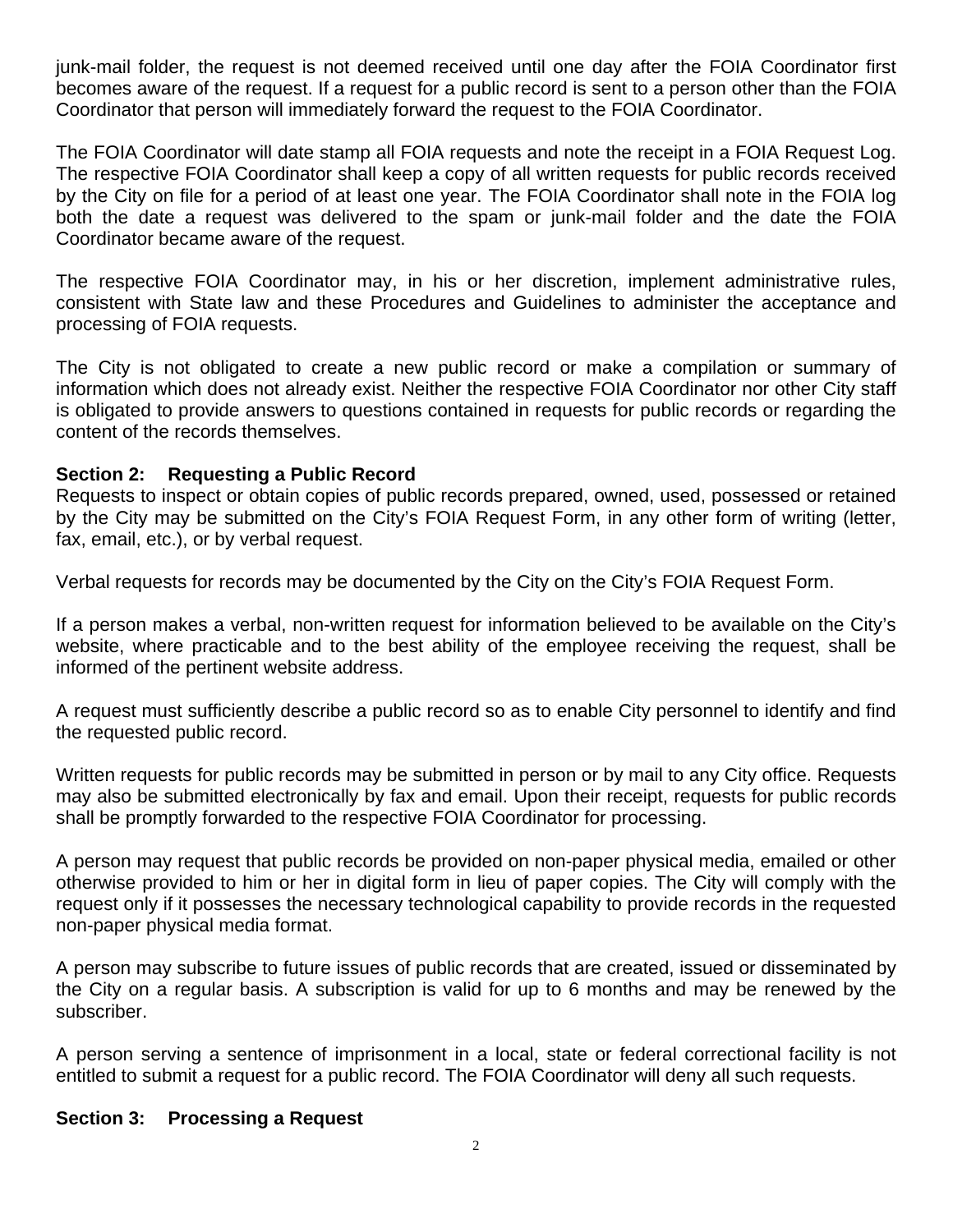junk-mail folder, the request is not deemed received until one day after the FOIA Coordinator first becomes aware of the request. If a request for a public record is sent to a person other than the FOIA Coordinator that person will immediately forward the request to the FOIA Coordinator.

The FOIA Coordinator will date stamp all FOIA requests and note the receipt in a FOIA Request Log. The respective FOIA Coordinator shall keep a copy of all written requests for public records received by the City on file for a period of at least one year. The FOIA Coordinator shall note in the FOIA log both the date a request was delivered to the spam or junk-mail folder and the date the FOIA Coordinator became aware of the request.

The respective FOIA Coordinator may, in his or her discretion, implement administrative rules, consistent with State law and these Procedures and Guidelines to administer the acceptance and processing of FOIA requests.

The City is not obligated to create a new public record or make a compilation or summary of information which does not already exist. Neither the respective FOIA Coordinator nor other City staff is obligated to provide answers to questions contained in requests for public records or regarding the content of the records themselves.

**Section 2: Requesting a Public Record**

Requests to inspect or obtain copies of public records prepared, owned, used, possessed or retained by the City may be submitted on the City's FOIA Request Form, in any other form of writing (letter, fax, email, etc.), or by verbal request.

Verbal requests for records may be documented by the City on the City's FOIA Request Form.

If a person makes a verbal, non-written request for information believed to be available on the City's website, where practicable and to the best ability of the employee receiving the request, shall be informed of the pertinent website address.

A request must sufficiently describe a public record so as to enable City personnel to identify and find the requested public record.

Written requests for public records may be submitted in person or by mail to any City office. Requests may also be submitted electronically by fax and email. Upon their receipt, requests for public records shall be promptly forwarded to the respective FOIA Coordinator for processing.

A person may request that public records be provided on non-paper physical media, emailed or other otherwise provided to him or her in digital form in lieu of paper copies. The City will comply with the request only if it possesses the necessary technological capability to provide records in the requested non-paper physical media format.

A person may subscribe to future issues of public records that are created, issued or disseminated by the City on a regular basis. A subscription is valid for up to 6 months and may be renewed by the subscriber.

A person serving a sentence of imprisonment in a local, state or federal correctional facility is not entitled to submit a request for a public record. The FOIA Coordinator will deny all such requests.

**Section 3: Processing a Request**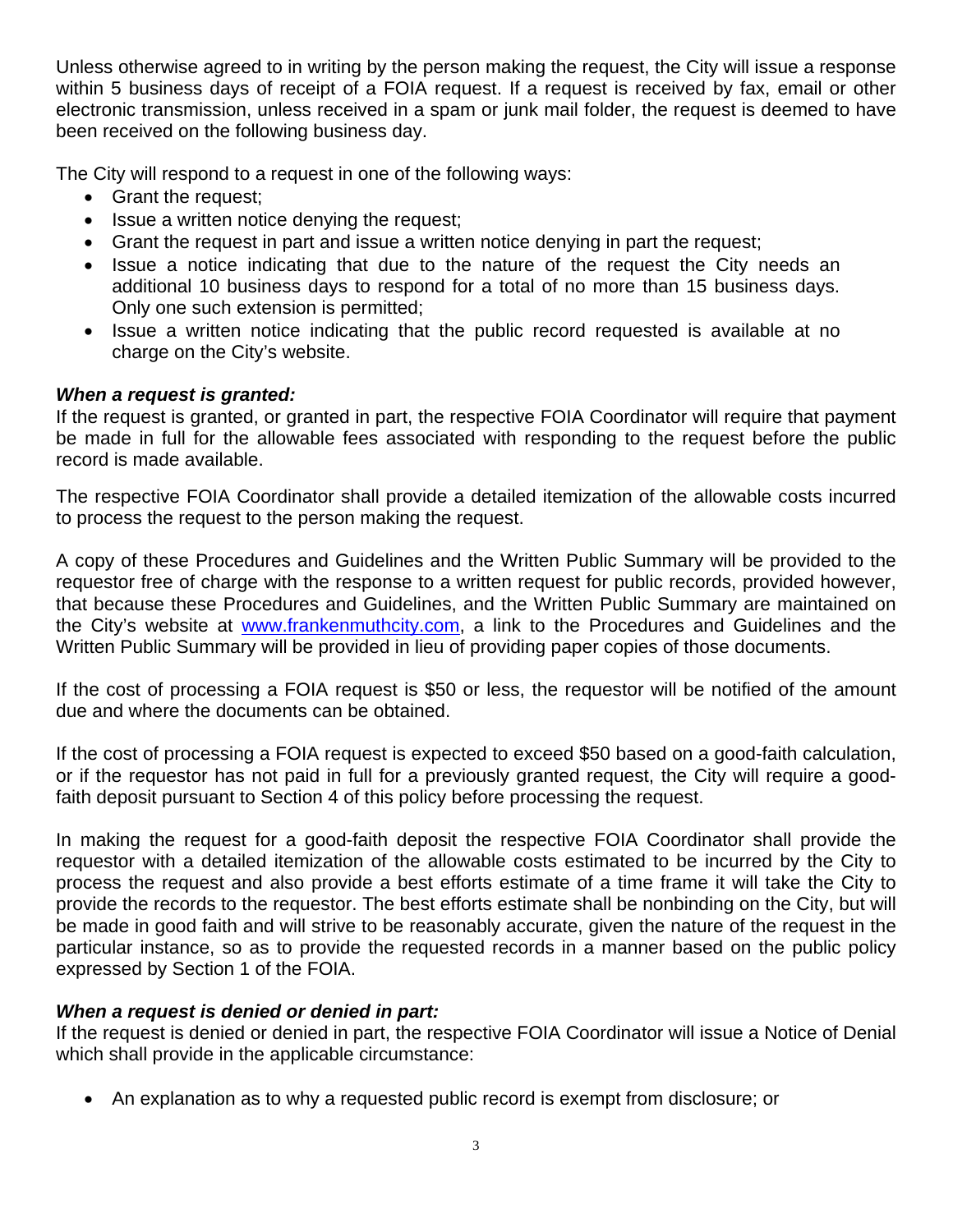Unless otherwise agreed to in writing by the person making the request, the City will issue a response within 5 business days of receipt of a FOIA request. If a request is received by fax, email or other electronic transmission, unless received in a spam or junk mail folder, the request is deemed to have been received on the following business day.

The City will respond to a request in one of the following ways:

- Grant the request;
- Issue a written notice denying the request;
- Grant the request in part and issue a written notice denying in part the request;
- Issue a notice indicating that due to the nature of the request the City needs an additional 10 business days to respond for a total of no more than 15 business days. Only one such extension is permitted;
- Issue a written notice indicating that the public record requested is available at no charge on the City's website.

***When a request is granted:***

If the request is granted, or granted in part, the respective FOIA Coordinator will require that payment be made in full for the allowable fees associated with responding to the request before the public record is made available.

The respective FOIA Coordinator shall provide a detailed itemization of the allowable costs incurred to process the request to the person making the request.

A copy of these Procedures and Guidelines and the Written Public Summary will be provided to the requestor free of charge with the response to a written request for public records, provided however, that because these Procedures and Guidelines, and the Written Public Summary are maintained on the City's website at [www.frankenmuthcity.com](http://www.frankenmuthcity.com), a link to the Procedures and Guidelines and the Written Public Summary will be provided in lieu of providing paper copies of those documents.

If the cost of processing a FOIA request is $50 or less, the requestor will be notified of the amount due and where the documents can be obtained.

If the cost of processing a FOIA request is expected to exceed $50 based on a good-faith calculation, or if the requestor has not paid in full for a previously granted request, the City will require a good-faith deposit pursuant to Section 4 of this policy before processing the request.

In making the request for a good-faith deposit the respective FOIA Coordinator shall provide the requestor with a detailed itemization of the allowable costs estimated to be incurred by the City to process the request and also provide a best efforts estimate of a time frame it will take the City to provide the records to the requestor. The best efforts estimate shall be nonbinding on the City, but will be made in good faith and will strive to be reasonably accurate, given the nature of the request in the particular instance, so as to provide the requested records in a manner based on the public policy expressed by Section 1 of the FOIA.

***When a request is denied or denied in part:***

If the request is denied or denied in part, the respective FOIA Coordinator will issue a Notice of Denial which shall provide in the applicable circumstance:

- An explanation as to why a requested public record is exempt from disclosure; or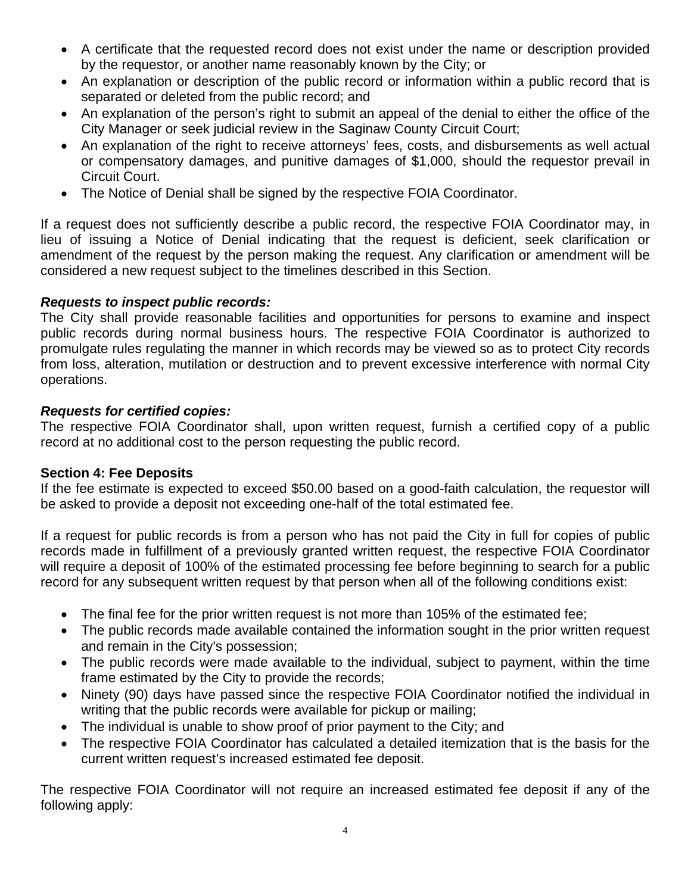- A certificate that the requested record does not exist under the name or description provided by the requestor, or another name reasonably known by the City; or
- An explanation or description of the public record or information within a public record that is separated or deleted from the public record; and
- An explanation of the person's right to submit an appeal of the denial to either the office of the City Manager or seek judicial review in the Saginaw County Circuit Court;
- An explanation of the right to receive attorneys' fees, costs, and disbursements as well actual or compensatory damages, and punitive damages of $1,000, should the requestor prevail in Circuit Court.
- The Notice of Denial shall be signed by the respective FOIA Coordinator.

If a request does not sufficiently describe a public record, the respective FOIA Coordinator may, in lieu of issuing a Notice of Denial indicating that the request is deficient, seek clarification or amendment of the request by the person making the request. Any clarification or amendment will be considered a new request subject to the timelines described in this Section.

***Requests to inspect public records:***
The City shall provide reasonable facilities and opportunities for persons to examine and inspect public records during normal business hours. The respective FOIA Coordinator is authorized to promulgate rules regulating the manner in which records may be viewed so as to protect City records from loss, alteration, mutilation or destruction and to prevent excessive interference with normal City operations.

***Requests for certified copies:***
The respective FOIA Coordinator shall, upon written request, furnish a certified copy of a public record at no additional cost to the person requesting the public record.

**Section 4: Fee Deposits**
If the fee estimate is expected to exceed $50.00 based on a good-faith calculation, the requestor will be asked to provide a deposit not exceeding one-half of the total estimated fee.

If a request for public records is from a person who has not paid the City in full for copies of public records made in fulfillment of a previously granted written request, the respective FOIA Coordinator will require a deposit of 100% of the estimated processing fee before beginning to search for a public record for any subsequent written request by that person when all of the following conditions exist:

- The final fee for the prior written request is not more than 105% of the estimated fee;
- The public records made available contained the information sought in the prior written request and remain in the City's possession;
- The public records were made available to the individual, subject to payment, within the time frame estimated by the City to provide the records;
- Ninety (90) days have passed since the respective FOIA Coordinator notified the individual in writing that the public records were available for pickup or mailing;
- The individual is unable to show proof of prior payment to the City; and
- The respective FOIA Coordinator has calculated a detailed itemization that is the basis for the current written request's increased estimated fee deposit.

The respective FOIA Coordinator will not require an increased estimated fee deposit if any of the following apply: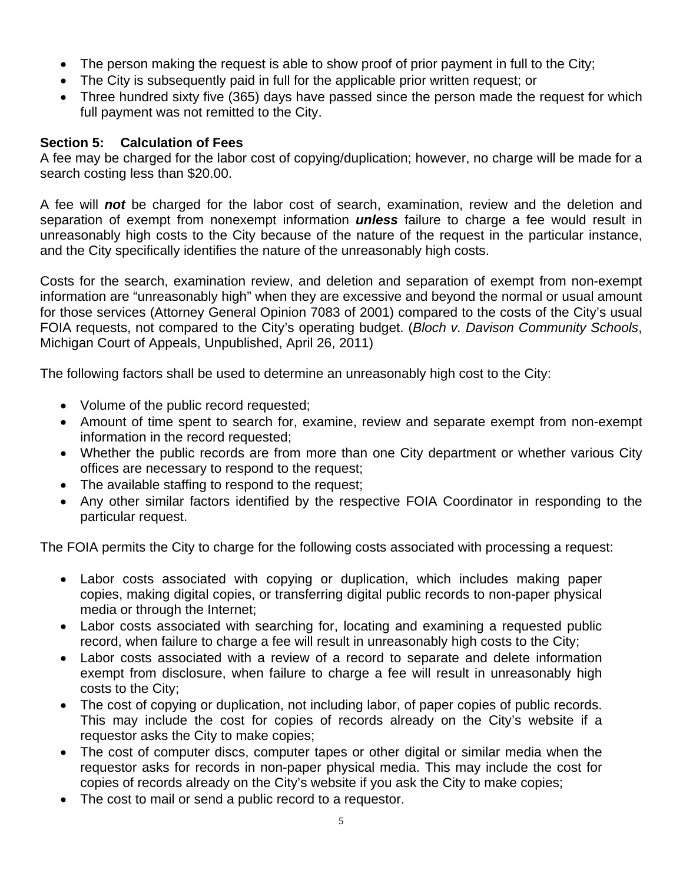- The person making the request is able to show proof of prior payment in full to the City;
- The City is subsequently paid in full for the applicable prior written request; or
- Three hundred sixty five (365) days have passed since the person made the request for which full payment was not remitted to the City.

### Section 5: Calculation of Fees

A fee may be charged for the labor cost of copying/duplication; however, no charge will be made for a search costing less than $20.00.

A fee will ***not*** be charged for the labor cost of search, examination, review and the deletion and separation of exempt from nonexempt information ***unless*** failure to charge a fee would result in unreasonably high costs to the City because of the nature of the request in the particular instance, and the City specifically identifies the nature of the unreasonably high costs.

Costs for the search, examination review, and deletion and separation of exempt from non-exempt information are "unreasonably high" when they are excessive and beyond the normal or usual amount for those services (Attorney General Opinion 7083 of 2001) compared to the costs of the City's usual FOIA requests, not compared to the City's operating budget. (*Bloch v. Davison Community Schools*, Michigan Court of Appeals, Unpublished, April 26, 2011)

The following factors shall be used to determine an unreasonably high cost to the City:

- Volume of the public record requested;
- Amount of time spent to search for, examine, review and separate exempt from non-exempt information in the record requested;
- Whether the public records are from more than one City department or whether various City offices are necessary to respond to the request;
- The available staffing to respond to the request;
- Any other similar factors identified by the respective FOIA Coordinator in responding to the particular request.

The FOIA permits the City to charge for the following costs associated with processing a request:

- Labor costs associated with copying or duplication, which includes making paper copies, making digital copies, or transferring digital public records to non-paper physical media or through the Internet;
- Labor costs associated with searching for, locating and examining a requested public record, when failure to charge a fee will result in unreasonably high costs to the City;
- Labor costs associated with a review of a record to separate and delete information exempt from disclosure, when failure to charge a fee will result in unreasonably high costs to the City;
- The cost of copying or duplication, not including labor, of paper copies of public records. This may include the cost for copies of records already on the City's website if a requestor asks the City to make copies;
- The cost of computer discs, computer tapes or other digital or similar media when the requestor asks for records in non-paper physical media. This may include the cost for copies of records already on the City's website if you ask the City to make copies;
- The cost to mail or send a public record to a requestor.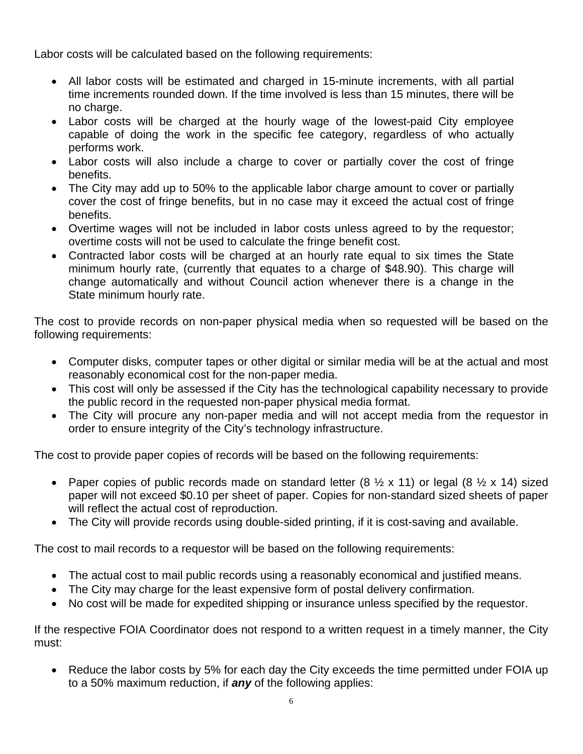Labor costs will be calculated based on the following requirements:

- All labor costs will be estimated and charged in 15-minute increments, with all partial time increments rounded down. If the time involved is less than 15 minutes, there will be no charge.
- Labor costs will be charged at the hourly wage of the lowest-paid City employee capable of doing the work in the specific fee category, regardless of who actually performs work.
- Labor costs will also include a charge to cover or partially cover the cost of fringe benefits.
- The City may add up to 50% to the applicable labor charge amount to cover or partially cover the cost of fringe benefits, but in no case may it exceed the actual cost of fringe benefits.
- Overtime wages will not be included in labor costs unless agreed to by the requestor; overtime costs will not be used to calculate the fringe benefit cost.
- Contracted labor costs will be charged at an hourly rate equal to six times the State minimum hourly rate, (currently that equates to a charge of $48.90). This charge will change automatically and without Council action whenever there is a change in the State minimum hourly rate.

The cost to provide records on non-paper physical media when so requested will be based on the following requirements:

- Computer disks, computer tapes or other digital or similar media will be at the actual and most reasonably economical cost for the non-paper media.
- This cost will only be assessed if the City has the technological capability necessary to provide the public record in the requested non-paper physical media format.
- The City will procure any non-paper media and will not accept media from the requestor in order to ensure integrity of the City's technology infrastructure.

The cost to provide paper copies of records will be based on the following requirements:

- Paper copies of public records made on standard letter (8 ½ x 11) or legal (8 ½ x 14) sized paper will not exceed $0.10 per sheet of paper. Copies for non-standard sized sheets of paper will reflect the actual cost of reproduction.
- The City will provide records using double-sided printing, if it is cost-saving and available.

The cost to mail records to a requestor will be based on the following requirements:

- The actual cost to mail public records using a reasonably economical and justified means.
- The City may charge for the least expensive form of postal delivery confirmation.
- No cost will be made for expedited shipping or insurance unless specified by the requestor.

If the respective FOIA Coordinator does not respond to a written request in a timely manner, the City must:

- Reduce the labor costs by 5% for each day the City exceeds the time permitted under FOIA up to a 50% maximum reduction, if ***any*** of the following applies: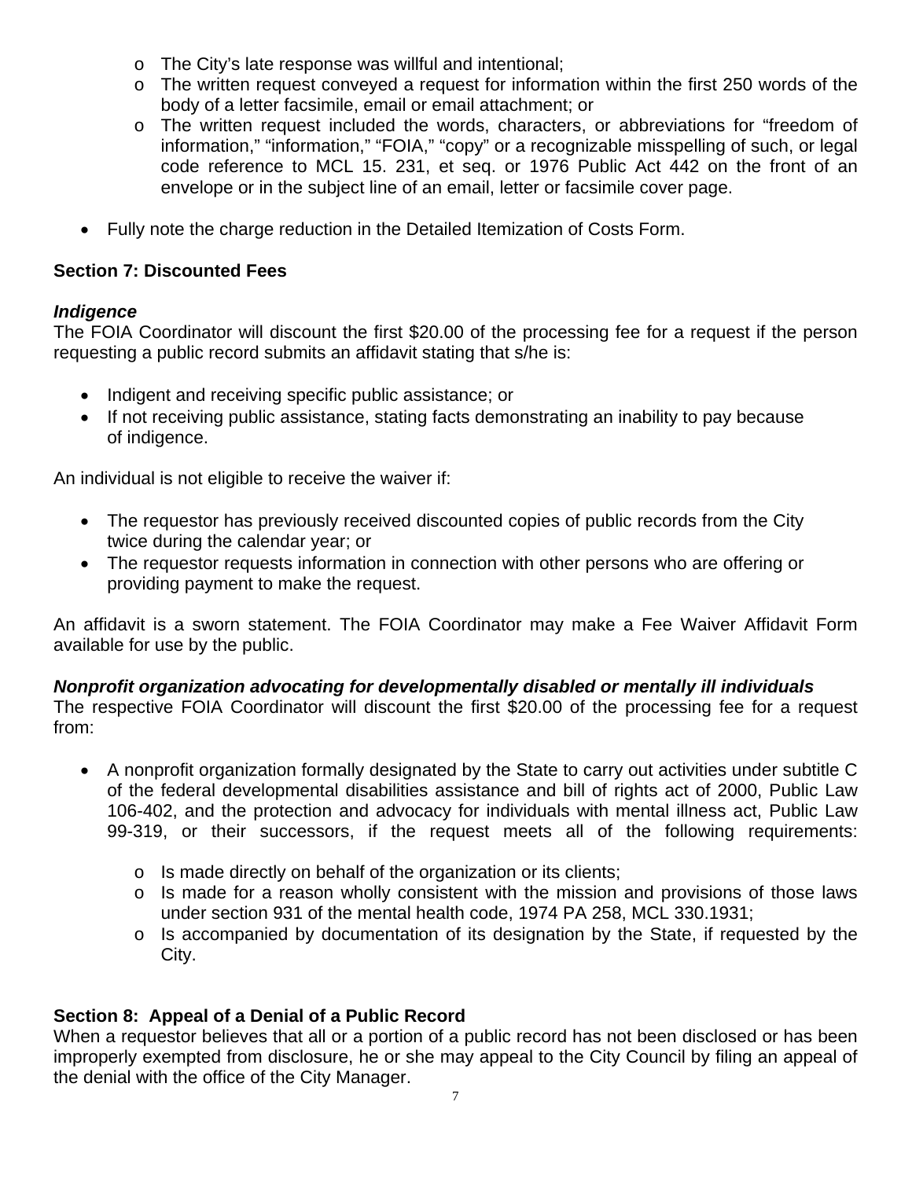- The City's late response was willful and intentional;
  - The written request conveyed a request for information within the first 250 words of the body of a letter facsimile, email or email attachment; or
  - The written request included the words, characters, or abbreviations for "freedom of information," "information," "FOIA," "copy" or a recognizable misspelling of such, or legal code reference to MCL 15. 231, et seq. or 1976 Public Act 442 on the front of an envelope or in the subject line of an email, letter or facsimile cover page.

- Fully note the charge reduction in the Detailed Itemization of Costs Form.

**Section 7: Discounted Fees**

***Indigence***

The FOIA Coordinator will discount the first $20.00 of the processing fee for a request if the person requesting a public record submits an affidavit stating that s/he is:

- Indigent and receiving specific public assistance; or
- If not receiving public assistance, stating facts demonstrating an inability to pay because of indigence.

An individual is not eligible to receive the waiver if:

- The requestor has previously received discounted copies of public records from the City twice during the calendar year; or
- The requestor requests information in connection with other persons who are offering or providing payment to make the request.

An affidavit is a sworn statement. The FOIA Coordinator may make a Fee Waiver Affidavit Form available for use by the public.

***Nonprofit organization advocating for developmentally disabled or mentally ill individuals***

The respective FOIA Coordinator will discount the first $20.00 of the processing fee for a request from:

- A nonprofit organization formally designated by the State to carry out activities under subtitle C of the federal developmental disabilities assistance and bill of rights act of 2000, Public Law 106-402, and the protection and advocacy for individuals with mental illness act, Public Law 99-319, or their successors, if the request meets all of the following requirements:
  - Is made directly on behalf of the organization or its clients;
  - Is made for a reason wholly consistent with the mission and provisions of those laws under section 931 of the mental health code, 1974 PA 258, MCL 330.1931;
  - Is accompanied by documentation of its designation by the State, if requested by the City.

**Section 8: Appeal of a Denial of a Public Record**

When a requestor believes that all or a portion of a public record has not been disclosed or has been improperly exempted from disclosure, he or she may appeal to the City Council by filing an appeal of the denial with the office of the City Manager.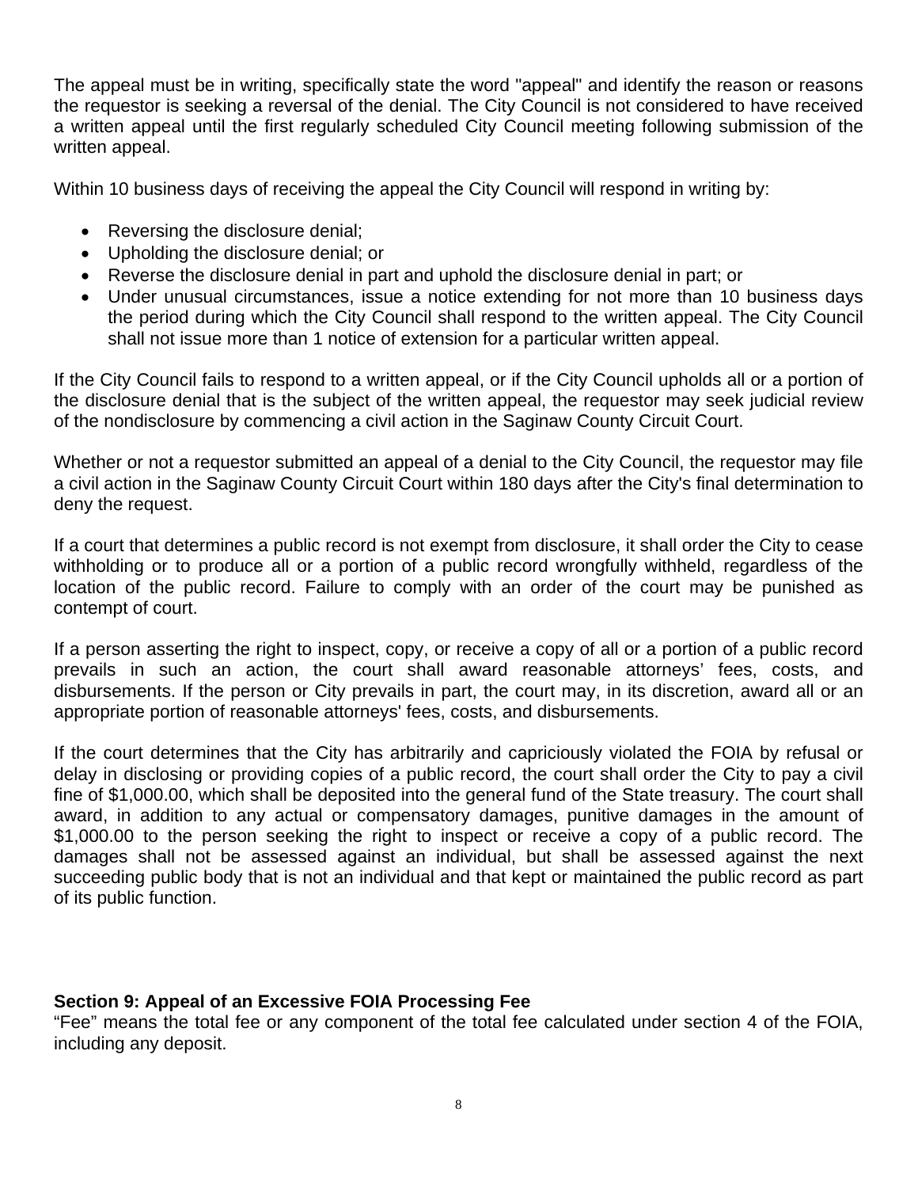The appeal must be in writing, specifically state the word "appeal" and identify the reason or reasons the requestor is seeking a reversal of the denial. The City Council is not considered to have received a written appeal until the first regularly scheduled City Council meeting following submission of the written appeal.

Within 10 business days of receiving the appeal the City Council will respond in writing by:

- Reversing the disclosure denial;
- Upholding the disclosure denial; or
- Reverse the disclosure denial in part and uphold the disclosure denial in part; or
- Under unusual circumstances, issue a notice extending for not more than 10 business days the period during which the City Council shall respond to the written appeal. The City Council shall not issue more than 1 notice of extension for a particular written appeal.

If the City Council fails to respond to a written appeal, or if the City Council upholds all or a portion of the disclosure denial that is the subject of the written appeal, the requestor may seek judicial review of the nondisclosure by commencing a civil action in the Saginaw County Circuit Court.

Whether or not a requestor submitted an appeal of a denial to the City Council, the requestor may file a civil action in the Saginaw County Circuit Court within 180 days after the City's final determination to deny the request.

If a court that determines a public record is not exempt from disclosure, it shall order the City to cease withholding or to produce all or a portion of a public record wrongfully withheld, regardless of the location of the public record. Failure to comply with an order of the court may be punished as contempt of court.

If a person asserting the right to inspect, copy, or receive a copy of all or a portion of a public record prevails in such an action, the court shall award reasonable attorneys' fees, costs, and disbursements. If the person or City prevails in part, the court may, in its discretion, award all or an appropriate portion of reasonable attorneys' fees, costs, and disbursements.

If the court determines that the City has arbitrarily and capriciously violated the FOIA by refusal or delay in disclosing or providing copies of a public record, the court shall order the City to pay a civil fine of $1,000.00, which shall be deposited into the general fund of the State treasury. The court shall award, in addition to any actual or compensatory damages, punitive damages in the amount of $1,000.00 to the person seeking the right to inspect or receive a copy of a public record. The damages shall not be assessed against an individual, but shall be assessed against the next succeeding public body that is not an individual and that kept or maintained the public record as part of its public function.

**Section 9: Appeal of an Excessive FOIA Processing Fee**

"Fee" means the total fee or any component of the total fee calculated under section 4 of the FOIA, including any deposit.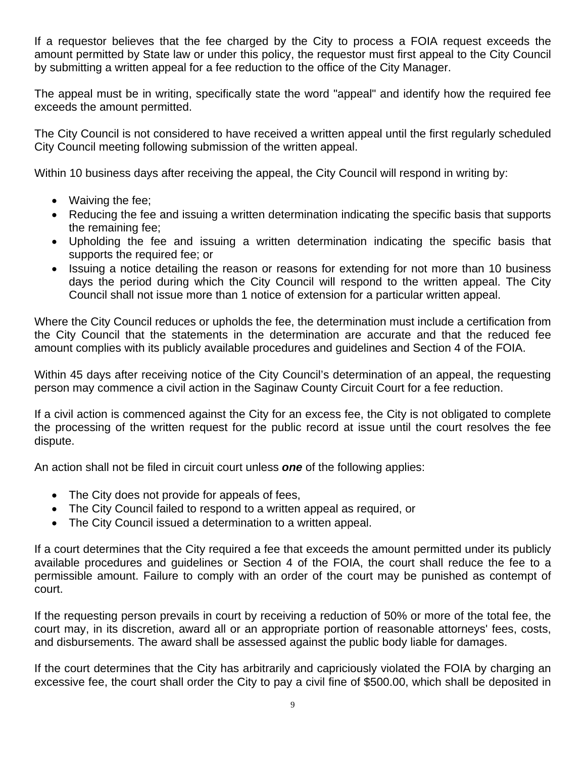If a requestor believes that the fee charged by the City to process a FOIA request exceeds the amount permitted by State law or under this policy, the requestor must first appeal to the City Council by submitting a written appeal for a fee reduction to the office of the City Manager.

The appeal must be in writing, specifically state the word "appeal" and identify how the required fee exceeds the amount permitted.

The City Council is not considered to have received a written appeal until the first regularly scheduled City Council meeting following submission of the written appeal.

Within 10 business days after receiving the appeal, the City Council will respond in writing by:

- Waiving the fee;
- Reducing the fee and issuing a written determination indicating the specific basis that supports the remaining fee;
- Upholding the fee and issuing a written determination indicating the specific basis that supports the required fee; or
- Issuing a notice detailing the reason or reasons for extending for not more than 10 business days the period during which the City Council will respond to the written appeal. The City Council shall not issue more than 1 notice of extension for a particular written appeal.

Where the City Council reduces or upholds the fee, the determination must include a certification from the City Council that the statements in the determination are accurate and that the reduced fee amount complies with its publicly available procedures and guidelines and Section 4 of the FOIA.

Within 45 days after receiving notice of the City Council's determination of an appeal, the requesting person may commence a civil action in the Saginaw County Circuit Court for a fee reduction.

If a civil action is commenced against the City for an excess fee, the City is not obligated to complete the processing of the written request for the public record at issue until the court resolves the fee dispute.

An action shall not be filed in circuit court unless ***one*** of the following applies:

- The City does not provide for appeals of fees,
- The City Council failed to respond to a written appeal as required, or
- The City Council issued a determination to a written appeal.

If a court determines that the City required a fee that exceeds the amount permitted under its publicly available procedures and guidelines or Section 4 of the FOIA, the court shall reduce the fee to a permissible amount. Failure to comply with an order of the court may be punished as contempt of court.

If the requesting person prevails in court by receiving a reduction of 50% or more of the total fee, the court may, in its discretion, award all or an appropriate portion of reasonable attorneys' fees, costs, and disbursements. The award shall be assessed against the public body liable for damages.

If the court determines that the City has arbitrarily and capriciously violated the FOIA by charging an excessive fee, the court shall order the City to pay a civil fine of $500.00, which shall be deposited in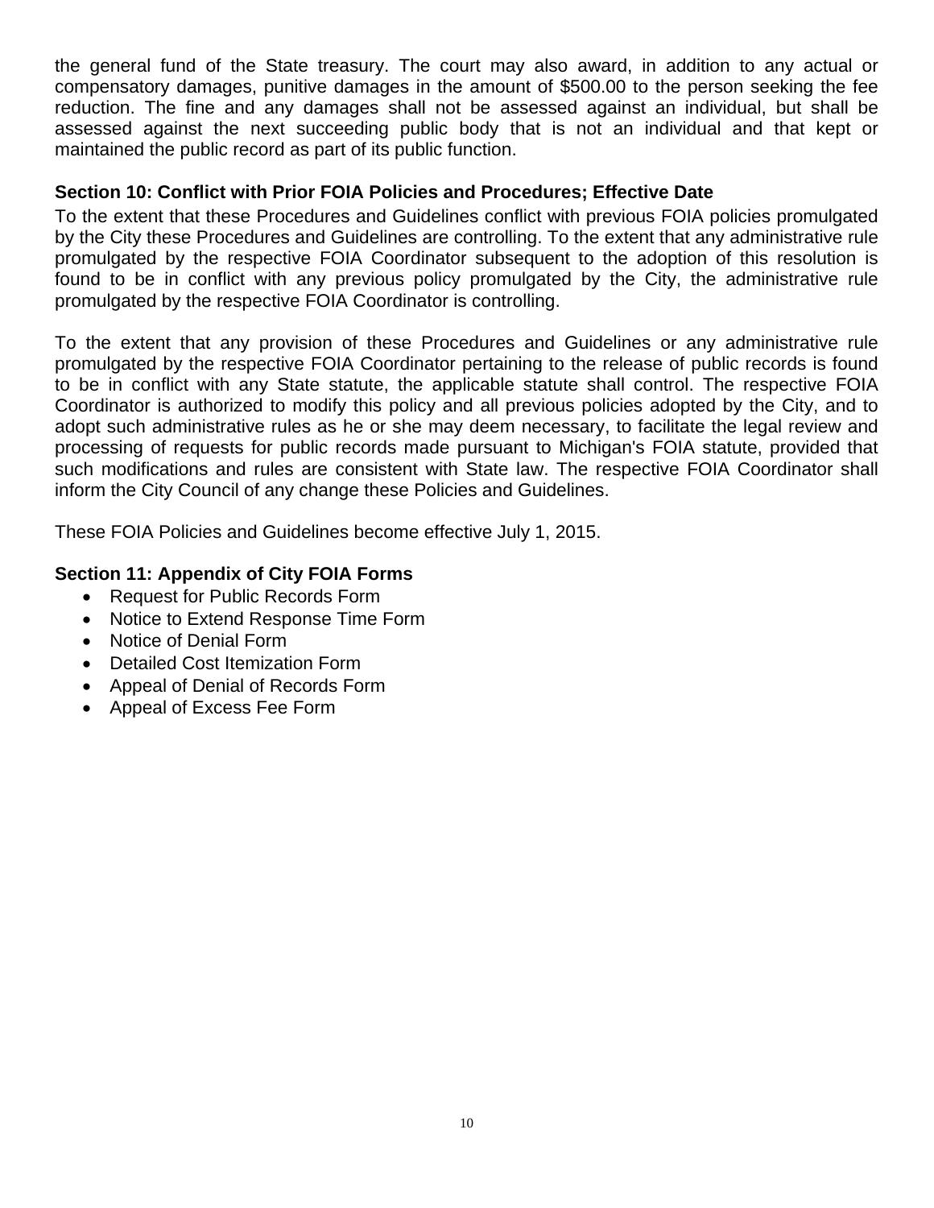the general fund of the State treasury. The court may also award, in addition to any actual or compensatory damages, punitive damages in the amount of $500.00 to the person seeking the fee reduction. The fine and any damages shall not be assessed against an individual, but shall be assessed against the next succeeding public body that is not an individual and that kept or maintained the public record as part of its public function.

### Section 10: Conflict with Prior FOIA Policies and Procedures; Effective Date

To the extent that these Procedures and Guidelines conflict with previous FOIA policies promulgated by the City these Procedures and Guidelines are controlling. To the extent that any administrative rule promulgated by the respective FOIA Coordinator subsequent to the adoption of this resolution is found to be in conflict with any previous policy promulgated by the City, the administrative rule promulgated by the respective FOIA Coordinator is controlling.

To the extent that any provision of these Procedures and Guidelines or any administrative rule promulgated by the respective FOIA Coordinator pertaining to the release of public records is found to be in conflict with any State statute, the applicable statute shall control. The respective FOIA Coordinator is authorized to modify this policy and all previous policies adopted by the City, and to adopt such administrative rules as he or she may deem necessary, to facilitate the legal review and processing of requests for public records made pursuant to Michigan's FOIA statute, provided that such modifications and rules are consistent with State law. The respective FOIA Coordinator shall inform the City Council of any change these Policies and Guidelines.

These FOIA Policies and Guidelines become effective July 1, 2015.

### Section 11: Appendix of City FOIA Forms

- Request for Public Records Form
- Notice to Extend Response Time Form
- Notice of Denial Form
- Detailed Cost Itemization Form
- Appeal of Denial of Records Form
- Appeal of Excess Fee Form